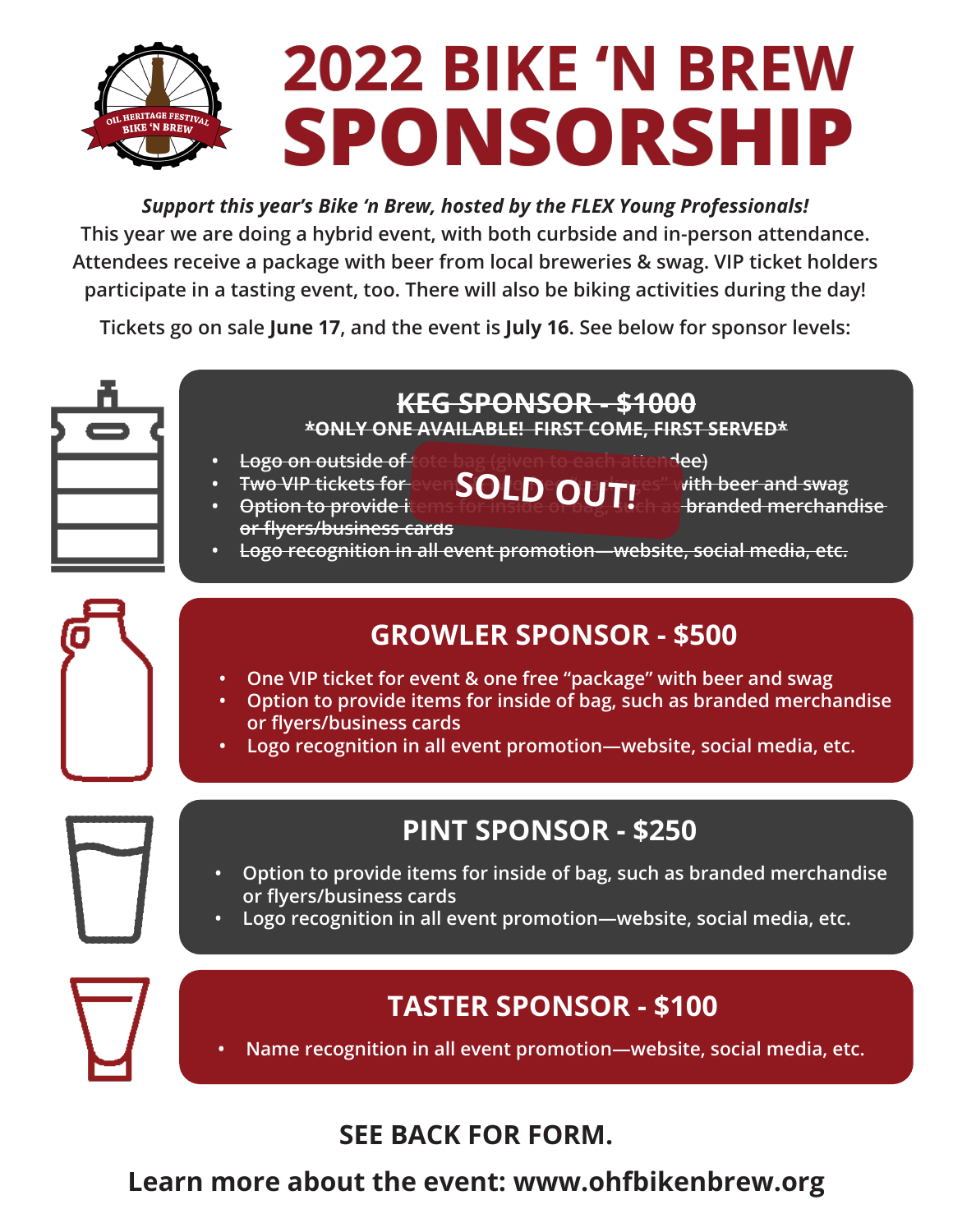# 2022 BIKE 'N BREW SPONSORSHIP

***Support this year's Bike 'n Brew, hosted by the FLEX Young Professionals!***

**This year we are doing a hybrid event, with both curbside and in-person attendance. Attendees receive a package with beer from local breweries & swag. VIP ticket holders participate in a tasting event, too. There will also be biking activities during the day!**

**Tickets go on sale June 17, and the event is July 16. See below for sponsor levels:**

## ~~KEG SPONSOR - $1000~~

~~\*ONLY ONE AVAILABLE! FIRST COME, FIRST SERVED\*~~

**SOLD OUT!**

- ~~Logo on outside of tote bag (given to each attendee)~~
- ~~Two VIP tickets for event & two free "packages" with beer and swag~~
- ~~Option to provide items for inside of bag, such as branded merchandise or flyers/business cards~~
- ~~Logo recognition in all event promotion—website, social media, etc.~~

## GROWLER SPONSOR - $500

- One VIP ticket for event & one free "package" with beer and swag
- Option to provide items for inside of bag, such as branded merchandise or flyers/business cards
- Logo recognition in all event promotion—website, social media, etc.

## PINT SPONSOR - $250

- Option to provide items for inside of bag, such as branded merchandise or flyers/business cards
- Logo recognition in all event promotion—website, social media, etc.

## TASTER SPONSOR - $100

- Name recognition in all event promotion—website, social media, etc.

**SEE BACK FOR FORM.**

**Learn more about the event: www.ohfbikenbrew.org**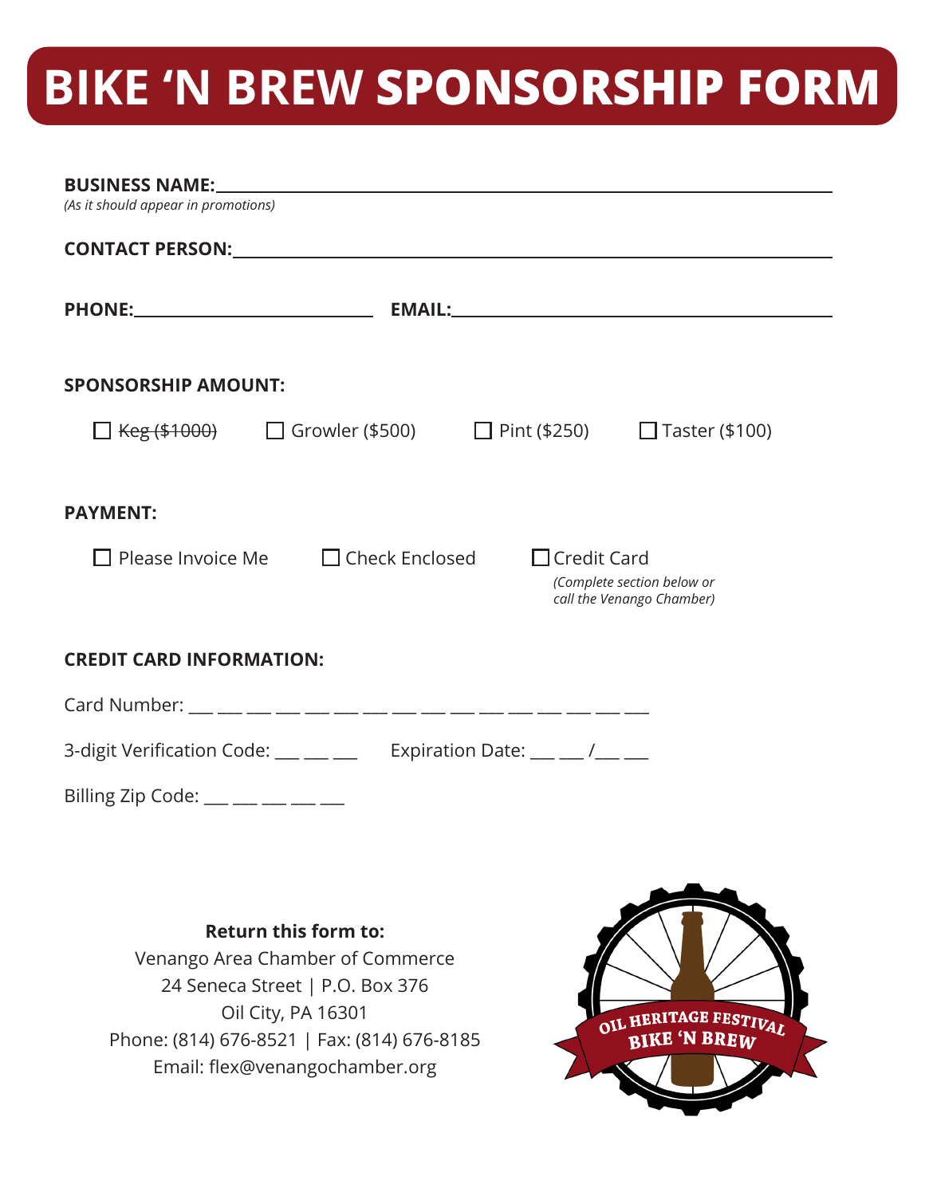# BIKE 'N BREW SPONSORSHIP FORM

**BUSINESS NAME:** ____________________________________________
*(As it should appear in promotions)*

**CONTACT PERSON:** ____________________________________________

**PHONE:** ____________________ **EMAIL:** ____________________________

**SPONSORSHIP AMOUNT:**

☐ ~~Keg ($1000)~~ ☐ Growler ($500) ☐ Pint ($250) ☐ Taster ($100)

**PAYMENT:**

☐ Please Invoice Me ☐ Check Enclosed ☐ Credit Card
*(Complete section below or call the Venango Chamber)*

**CREDIT CARD INFORMATION:**

Card Number: ___ ___ ___ ___ ___ ___ ___ ___ ___ ___ ___ ___ ___ ___ ___ ___

3-digit Verification Code: ___ ___ ___ Expiration Date: ___ ___ /___ ___

Billing Zip Code: ___ ___ ___ ___ ___

**Return this form to:**
Venango Area Chamber of Commerce
24 Seneca Street | P.O. Box 376
Oil City, PA 16301
Phone: (814) 676-8521 | Fax: (814) 676-8185
Email: flex@venangochamber.org

OIL HERITAGE FESTIVAL
BIKE 'N BREW